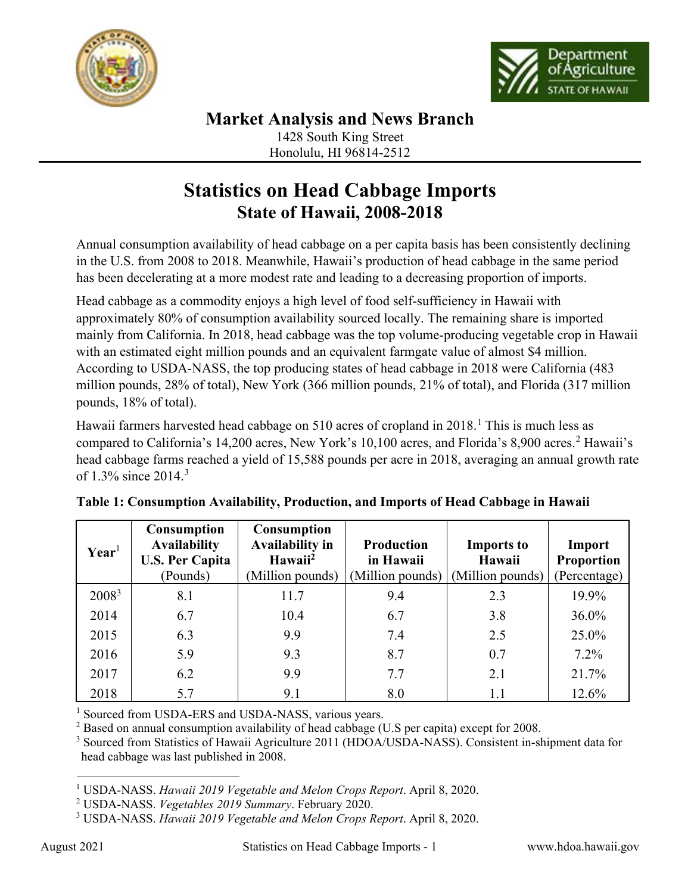## Market Analysis and News Branch

1428 South King Street
Honolulu, HI 96814-2512

# Statistics on Head Cabbage Imports
## State of Hawaii, 2008-2018

Annual consumption availability of head cabbage on a per capita basis has been consistently declining in the U.S. from 2008 to 2018. Meanwhile, Hawaii's production of head cabbage in the same period has been decelerating at a more modest rate and leading to a decreasing proportion of imports.

Head cabbage as a commodity enjoys a high level of food self-sufficiency in Hawaii with approximately 80% of consumption availability sourced locally. The remaining share is imported mainly from California. In 2018, head cabbage was the top volume-producing vegetable crop in Hawaii with an estimated eight million pounds and an equivalent farmgate value of almost $4 million. According to USDA-NASS, the top producing states of head cabbage in 2018 were California (483 million pounds, 28% of total), New York (366 million pounds, 21% of total), and Florida (317 million pounds, 18% of total).

Hawaii farmers harvested head cabbage on 510 acres of cropland in 2018.[1] This is much less as compared to California's 14,200 acres, New York's 10,100 acres, and Florida's 8,900 acres.[2] Hawaii's head cabbage farms reached a yield of 15,588 pounds per acre in 2018, averaging an annual growth rate of 1.3% since 2014.[3]

**Table 1: Consumption Availability, Production, and Imports of Head Cabbage in Hawaii**

| Year[1] | Consumption Availability U.S. Per Capita (Pounds) | Consumption Availability in Hawaii[2] (Million pounds) | Production in Hawaii (Million pounds) | Imports to Hawaii (Million pounds) | Import Proportion (Percentage) |
|---|---|---|---|---|---|
| 2008[3] | 8.1 | 11.7 | 9.4 | 2.3 | 19.9% |
| 2014 | 6.7 | 10.4 | 6.7 | 3.8 | 36.0% |
| 2015 | 6.3 | 9.9 | 7.4 | 2.5 | 25.0% |
| 2016 | 5.9 | 9.3 | 8.7 | 0.7 | 7.2% |
| 2017 | 6.2 | 9.9 | 7.7 | 2.1 | 21.7% |
| 2018 | 5.7 | 9.1 | 8.0 | 1.1 | 12.6% |

[1] Sourced from USDA-ERS and USDA-NASS, various years.
[2] Based on annual consumption availability of head cabbage (U.S per capita) except for 2008.
[3] Sourced from Statistics of Hawaii Agriculture 2011 (HDOA/USDA-NASS). Consistent in-shipment data for head cabbage was last published in 2008.

---

[1] USDA-NASS. *Hawaii 2019 Vegetable and Melon Crops Report*. April 8, 2020.
[2] USDA-NASS. *Vegetables 2019 Summary*. February 2020.
[3] USDA-NASS. *Hawaii 2019 Vegetable and Melon Crops Report*. April 8, 2020.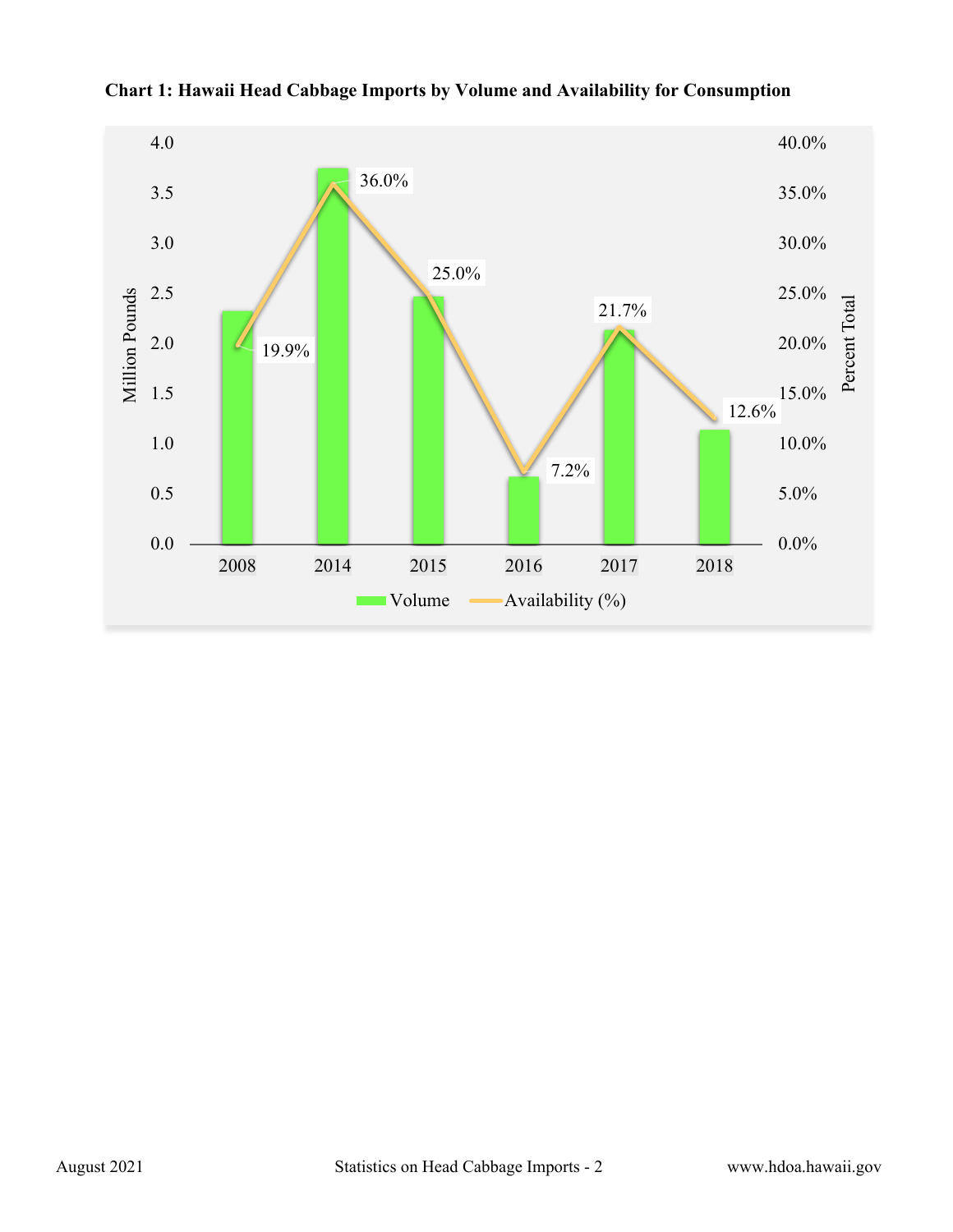**Chart 1: Hawaii Head Cabbage Imports by Volume and Availability for Consumption**

Million Pounds

4.0
3.5
3.0
2.5
2.0
1.5
1.0
0.5
0.0

Percent Total

40.0%
35.0%
30.0%
25.0%
20.0%
15.0%
10.0%
5.0%
0.0%

19.9%
36.0%
25.0%
7.2%
21.7%
12.6%

2008
2014
2015
2016
2017
2018

Volume
Availability (%)